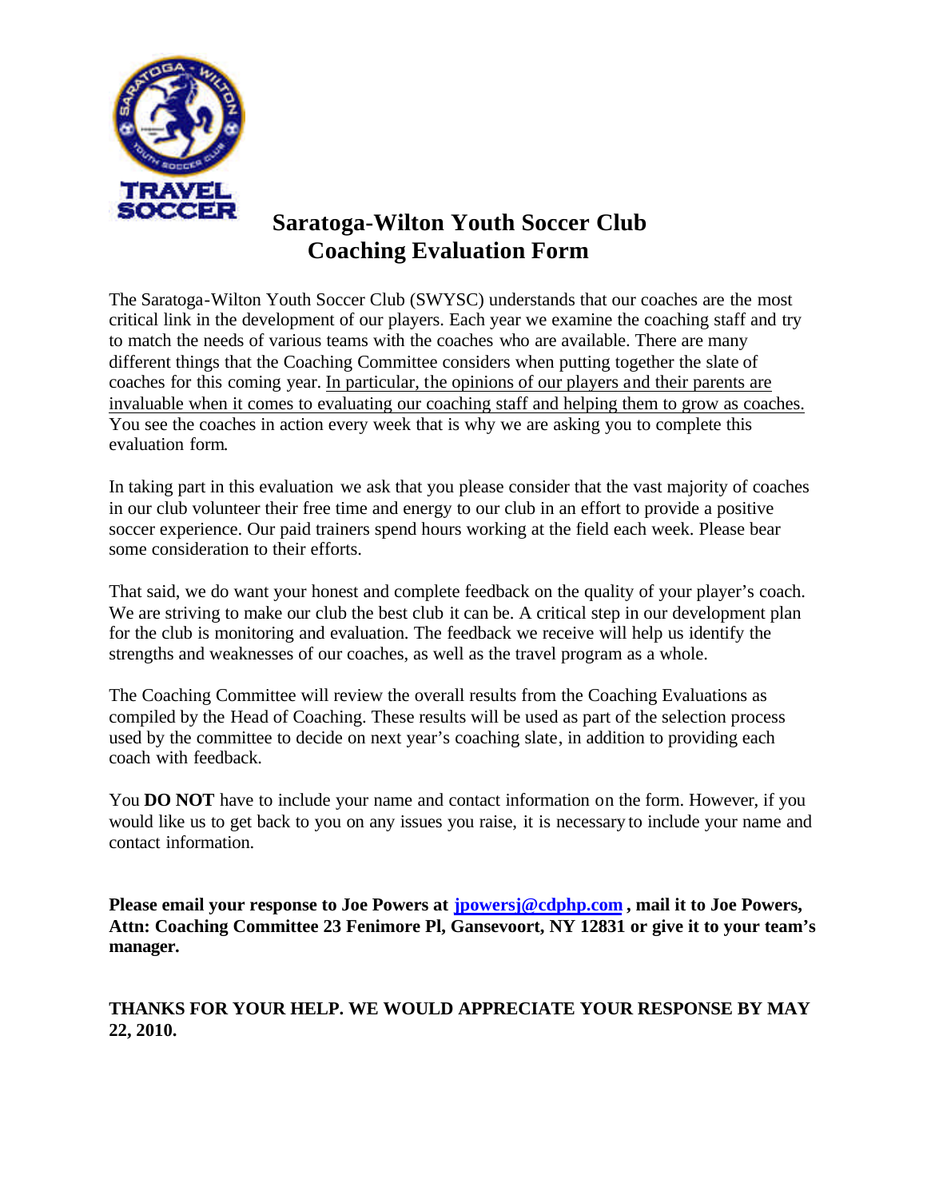# Saratoga-Wilton Youth Soccer Club
## Coaching Evaluation Form

The Saratoga-Wilton Youth Soccer Club (SWYSC) understands that our coaches are the most critical link in the development of our players. Each year we examine the coaching staff and try to match the needs of various teams with the coaches who are available. There are many different things that the Coaching Committee considers when putting together the slate of coaches for this coming year. <u>In particular, the opinions of our players and their parents are invaluable when it comes to evaluating our coaching staff and helping them to grow as coaches.</u> You see the coaches in action every week that is why we are asking you to complete this evaluation form.

In taking part in this evaluation we ask that you please consider that the vast majority of coaches in our club volunteer their free time and energy to our club in an effort to provide a positive soccer experience. Our paid trainers spend hours working at the field each week. Please bear some consideration to their efforts.

That said, we do want your honest and complete feedback on the quality of your player's coach. We are striving to make our club the best club it can be. A critical step in our development plan for the club is monitoring and evaluation. The feedback we receive will help us identify the strengths and weaknesses of our coaches, as well as the travel program as a whole.

The Coaching Committee will review the overall results from the Coaching Evaluations as compiled by the Head of Coaching. These results will be used as part of the selection process used by the committee to decide on next year's coaching slate, in addition to providing each coach with feedback.

You **DO NOT** have to include your name and contact information on the form. However, if you would like us to get back to you on any issues you raise, it is necessary to include your name and contact information.

**Please email your response to Joe Powers at jpowersj@cdphp.com , mail it to Joe Powers, Attn: Coaching Committee 23 Fenimore Pl, Gansevoort, NY 12831 or give it to your team's manager.**

**THANKS FOR YOUR HELP. WE WOULD APPRECIATE YOUR RESPONSE BY MAY 22, 2010.**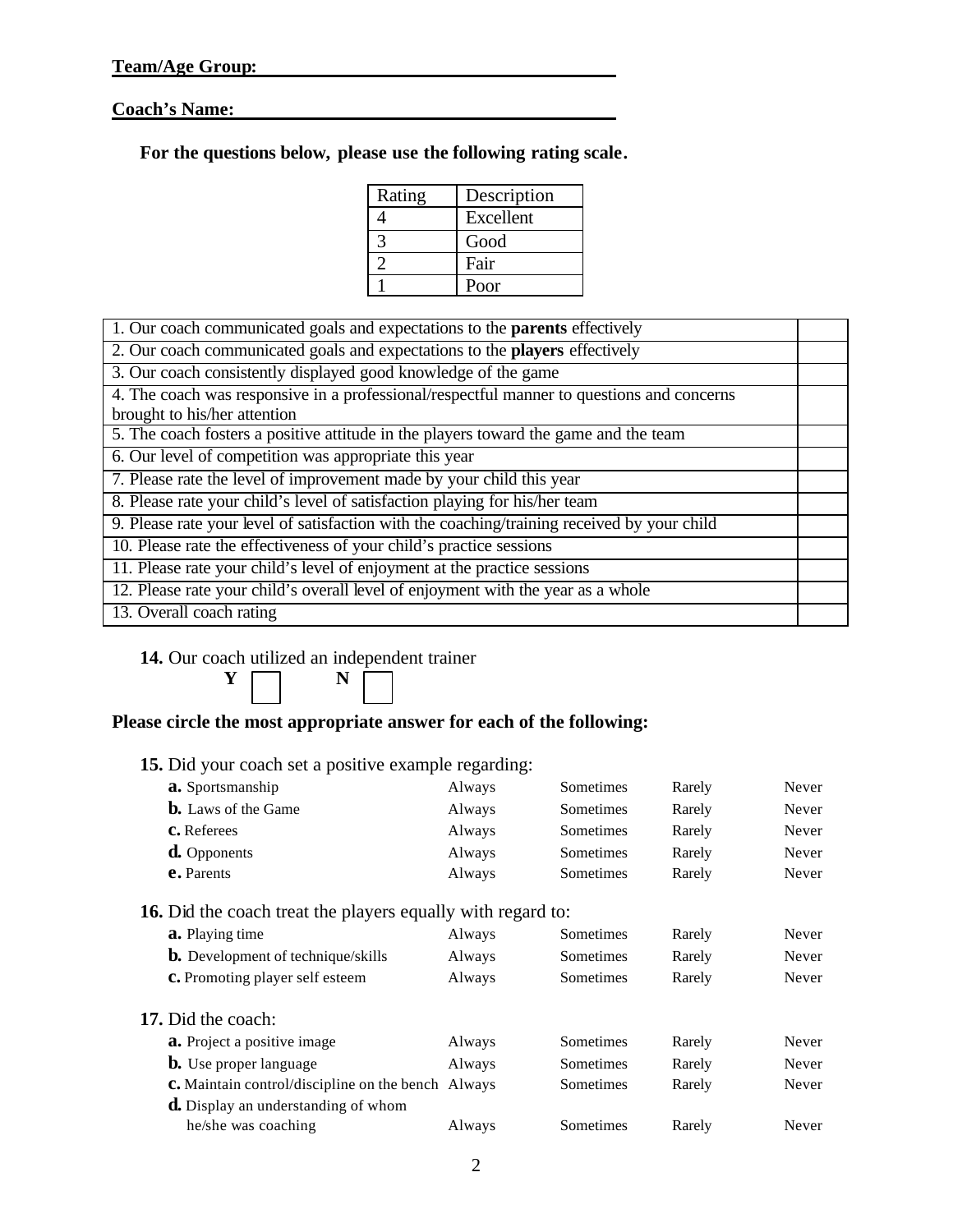**Team/Age Group:** ______________________________

**Coach's Name:** ______________________________

**For the questions below, please use the following rating scale.**

| Rating | Description |
|---|---|
| 4 | Excellent |
| 3 | Good |
| 2 | Fair |
| 1 | Poor |

| Question | Rating |
|---|---|
| 1. Our coach communicated goals and expectations to the **parents** effectively | |
| 2. Our coach communicated goals and expectations to the **players** effectively | |
| 3. Our coach consistently displayed good knowledge of the game | |
| 4. The coach was responsive in a professional/respectful manner to questions and concerns brought to his/her attention | |
| 5. The coach fosters a positive attitude in the players toward the game and the team | |
| 6. Our level of competition was appropriate this year | |
| 7. Please rate the level of improvement made by your child this year | |
| 8. Please rate your child's level of satisfaction playing for his/her team | |
| 9. Please rate your level of satisfaction with the coaching/training received by your child | |
| 10. Please rate the effectiveness of your child's practice sessions | |
| 11. Please rate your child's level of enjoyment at the practice sessions | |
| 12. Please rate your child's overall level of enjoyment with the year as a whole | |
| 13. Overall coach rating | |

**14.** Our coach utilized an independent trainer

**Y** ☐ **N** ☐

**Please circle the most appropriate answer for each of the following:**

**15.** Did your coach set a positive example regarding:

| | | | | |
|---|---|---|---|---|
| **a.** Sportsmanship | Always | Sometimes | Rarely | Never |
| **b.** Laws of the Game | Always | Sometimes | Rarely | Never |
| **c.** Referees | Always | Sometimes | Rarely | Never |
| **d.** Opponents | Always | Sometimes | Rarely | Never |
| **e.** Parents | Always | Sometimes | Rarely | Never |

**16.** Did the coach treat the players equally with regard to:

| | | | | |
|---|---|---|---|---|
| **a.** Playing time | Always | Sometimes | Rarely | Never |
| **b.** Development of technique/skills | Always | Sometimes | Rarely | Never |
| **c.** Promoting player self esteem | Always | Sometimes | Rarely | Never |

**17.** Did the coach:

| | | | | |
|---|---|---|---|---|
| **a.** Project a positive image | Always | Sometimes | Rarely | Never |
| **b.** Use proper language | Always | Sometimes | Rarely | Never |
| **c.** Maintain control/discipline on the bench | Always | Sometimes | Rarely | Never |
| **d.** Display an understanding of whom he/she was coaching | Always | Sometimes | Rarely | Never |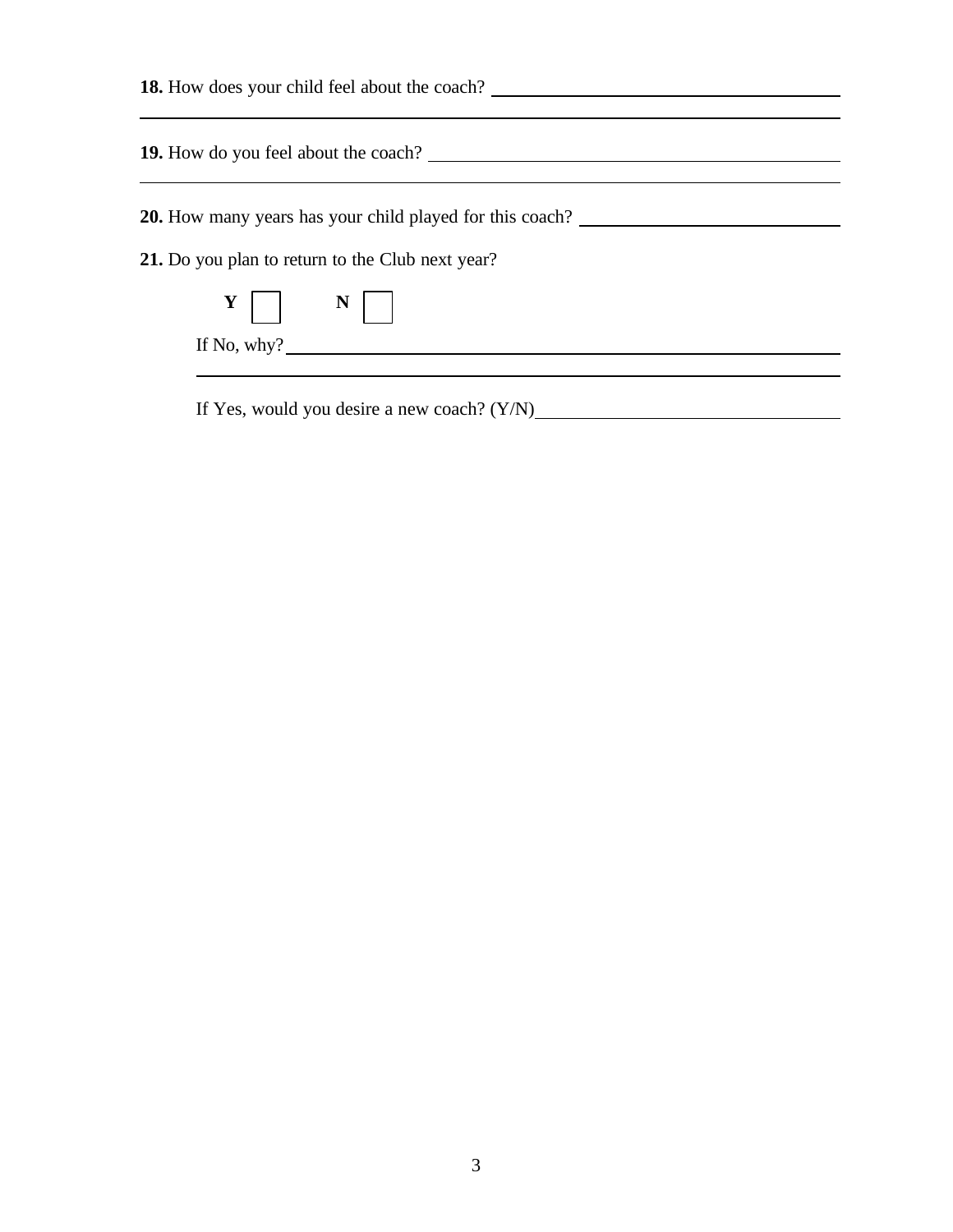**18.** How does your child feel about the coach? ______________________________________

______________________________________________________________________

**19.** How do you feel about the coach? ______________________________________

______________________________________________________________________

**20.** How many years has your child played for this coach? ______________________

**21.** Do you plan to return to the Club next year?

**Y** ☐ **N** ☐

If No, why? ______________________________________________________

______________________________________________________________________

If Yes, would you desire a new coach? (Y/N) ______________________